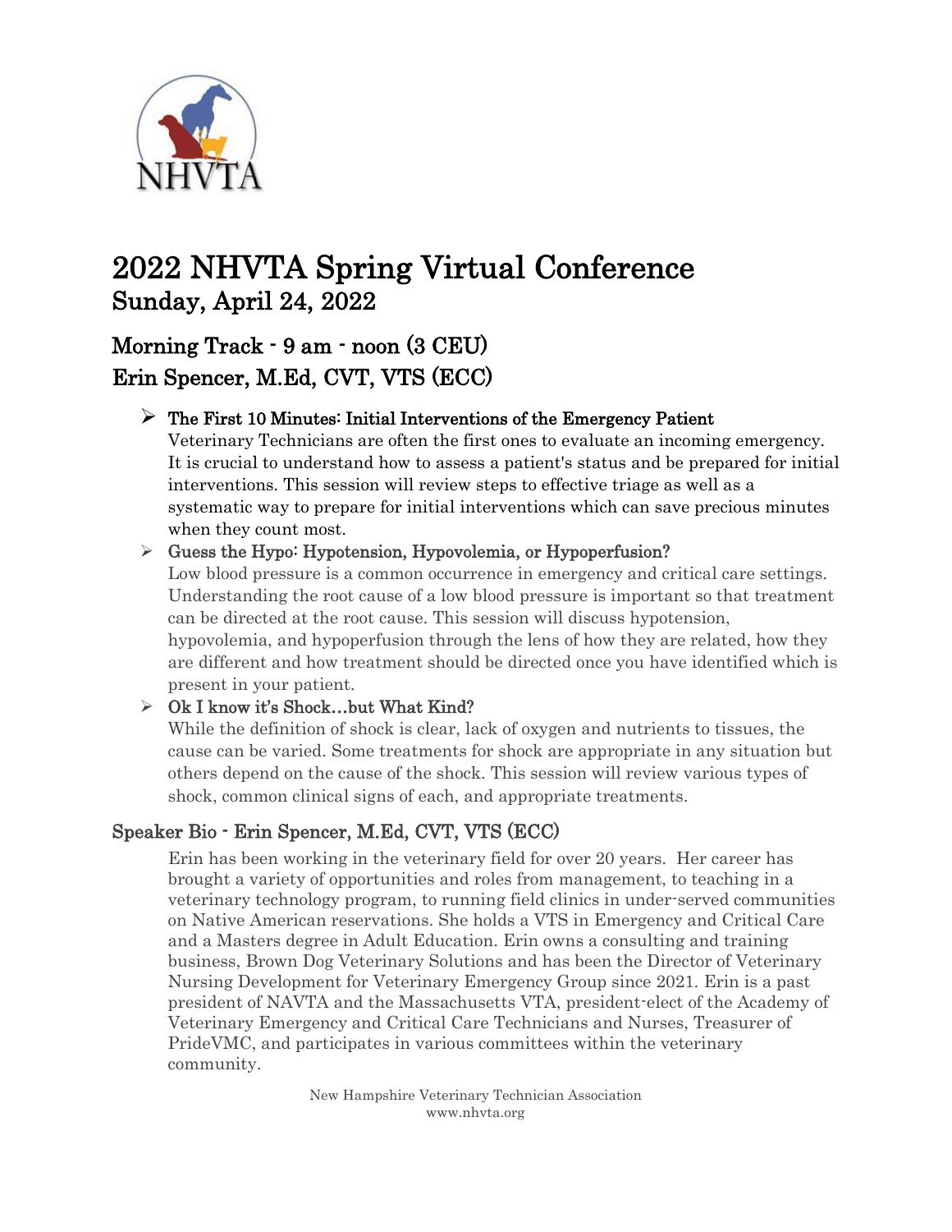NHVTA

# 2022 NHVTA Spring Virtual Conference

## Sunday, April 24, 2022

## Morning Track - 9 am - noon (3 CEU)

## Erin Spencer, M.Ed, CVT, VTS (ECC)

- **The First 10 Minutes: Initial Interventions of the Emergency Patient**
  Veterinary Technicians are often the first ones to evaluate an incoming emergency. It is crucial to understand how to assess a patient's status and be prepared for initial interventions. This session will review steps to effective triage as well as a systematic way to prepare for initial interventions which can save precious minutes when they count most.
- **Guess the Hypo: Hypotension, Hypovolemia, or Hypoperfusion?**
  Low blood pressure is a common occurrence in emergency and critical care settings. Understanding the root cause of a low blood pressure is important so that treatment can be directed at the root cause. This session will discuss hypotension, hypovolemia, and hypoperfusion through the lens of how they are related, how they are different and how treatment should be directed once you have identified which is present in your patient.
- **Ok I know it's Shock…but What Kind?**
  While the definition of shock is clear, lack of oxygen and nutrients to tissues, the cause can be varied. Some treatments for shock are appropriate in any situation but others depend on the cause of the shock. This session will review various types of shock, common clinical signs of each, and appropriate treatments.

### Speaker Bio - Erin Spencer, M.Ed, CVT, VTS (ECC)

Erin has been working in the veterinary field for over 20 years. Her career has brought a variety of opportunities and roles from management, to teaching in a veterinary technology program, to running field clinics in under-served communities on Native American reservations. She holds a VTS in Emergency and Critical Care and a Masters degree in Adult Education. Erin owns a consulting and training business, Brown Dog Veterinary Solutions and has been the Director of Veterinary Nursing Development for Veterinary Emergency Group since 2021. Erin is a past president of NAVTA and the Massachusetts VTA, president-elect of the Academy of Veterinary Emergency and Critical Care Technicians and Nurses, Treasurer of PrideVMC, and participates in various committees within the veterinary community.

New Hampshire Veterinary Technician Association
www.nhvta.org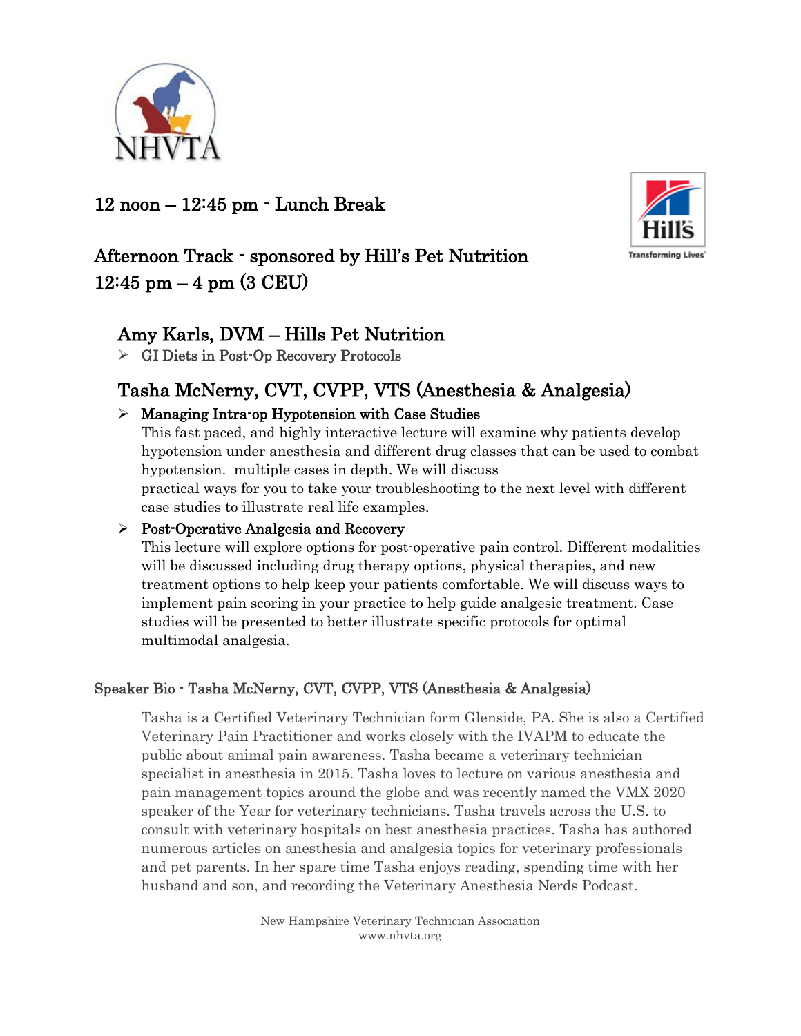## 12 noon – 12:45 pm - Lunch Break

## Afternoon Track - sponsored by Hill's Pet Nutrition
## 12:45 pm – 4 pm (3 CEU)

### Amy Karls, DVM – Hills Pet Nutrition

- GI Diets in Post-Op Recovery Protocols

### Tasha McNerny, CVT, CVPP, VTS (Anesthesia & Analgesia)

- **Managing Intra-op Hypotension with Case Studies**
  This fast paced, and highly interactive lecture will examine why patients develop hypotension under anesthesia and different drug classes that can be used to combat hypotension. multiple cases in depth. We will discuss practical ways for you to take your troubleshooting to the next level with different case studies to illustrate real life examples.
- **Post-Operative Analgesia and Recovery**
  This lecture will explore options for post-operative pain control. Different modalities will be discussed including drug therapy options, physical therapies, and new treatment options to help keep your patients comfortable. We will discuss ways to implement pain scoring in your practice to help guide analgesic treatment. Case studies will be presented to better illustrate specific protocols for optimal multimodal analgesia.

#### Speaker Bio - Tasha McNerny, CVT, CVPP, VTS (Anesthesia & Analgesia)

Tasha is a Certified Veterinary Technician form Glenside, PA. She is also a Certified Veterinary Pain Practitioner and works closely with the IVAPM to educate the public about animal pain awareness. Tasha became a veterinary technician specialist in anesthesia in 2015. Tasha loves to lecture on various anesthesia and pain management topics around the globe and was recently named the VMX 2020 speaker of the Year for veterinary technicians. Tasha travels across the U.S. to consult with veterinary hospitals on best anesthesia practices. Tasha has authored numerous articles on anesthesia and analgesia topics for veterinary professionals and pet parents. In her spare time Tasha enjoys reading, spending time with her husband and son, and recording the Veterinary Anesthesia Nerds Podcast.